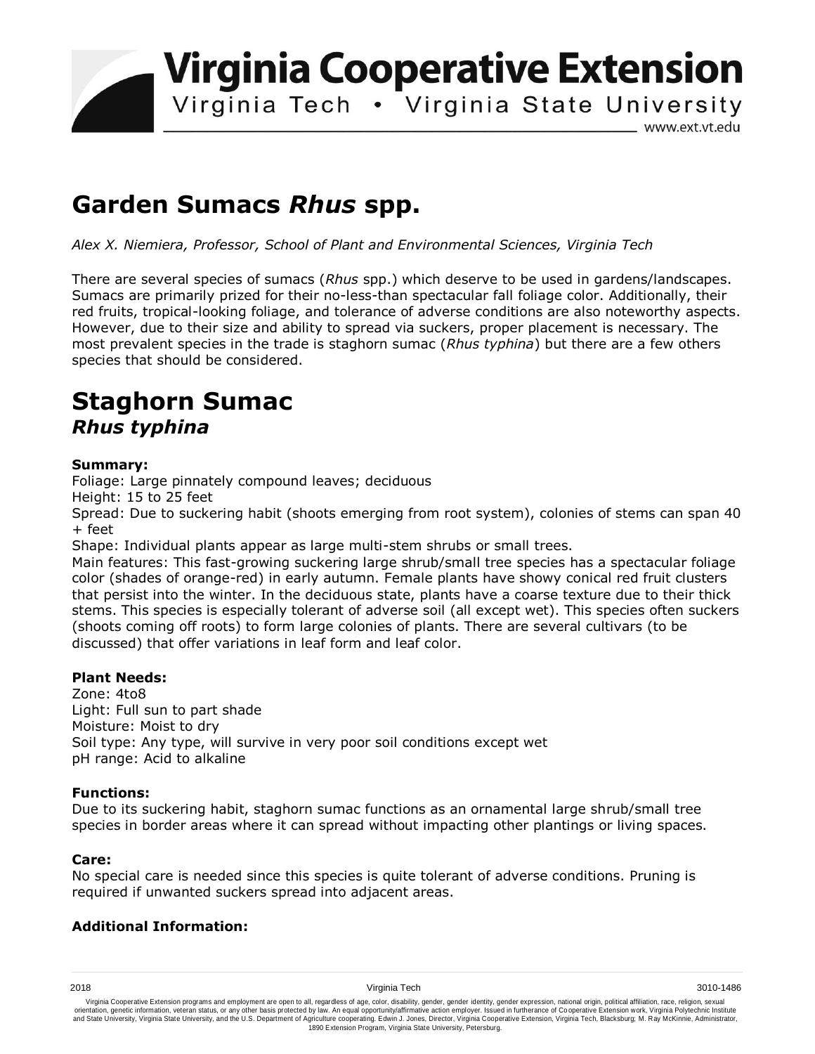# Virginia Cooperative Extension

Virginia Tech • Virginia State University

www.ext.vt.edu

# Garden Sumacs *Rhus* spp.

*Alex X. Niemiera, Professor, School of Plant and Environmental Sciences, Virginia Tech*

There are several species of sumacs (*Rhus* spp.) which deserve to be used in gardens/landscapes. Sumacs are primarily prized for their no-less-than spectacular fall foliage color. Additionally, their red fruits, tropical-looking foliage, and tolerance of adverse conditions are also noteworthy aspects. However, due to their size and ability to spread via suckers, proper placement is necessary. The most prevalent species in the trade is staghorn sumac (*Rhus typhina*) but there are a few others species that should be considered.

## Staghorn Sumac
### *Rhus typhina*

**Summary:**

Foliage: Large pinnately compound leaves; deciduous

Height: 15 to 25 feet

Spread: Due to suckering habit (shoots emerging from root system), colonies of stems can span 40 + feet

Shape: Individual plants appear as large multi-stem shrubs or small trees.

Main features: This fast-growing suckering large shrub/small tree species has a spectacular foliage color (shades of orange-red) in early autumn. Female plants have showy conical red fruit clusters that persist into the winter. In the deciduous state, plants have a coarse texture due to their thick stems. This species is especially tolerant of adverse soil (all except wet). This species often suckers (shoots coming off roots) to form large colonies of plants. There are several cultivars (to be discussed) that offer variations in leaf form and leaf color.

**Plant Needs:**

Zone: 4to8

Light: Full sun to part shade

Moisture: Moist to dry

Soil type: Any type, will survive in very poor soil conditions except wet

pH range: Acid to alkaline

**Functions:**

Due to its suckering habit, staghorn sumac functions as an ornamental large shrub/small tree species in border areas where it can spread without impacting other plantings or living spaces.

**Care:**

No special care is needed since this species is quite tolerant of adverse conditions. Pruning is required if unwanted suckers spread into adjacent areas.

**Additional Information:**

2018 Virginia Tech 3010-1486

Virginia Cooperative Extension programs and employment are open to all, regardless of age, color, disability, gender, gender identity, gender expression, national origin, political affiliation, race, religion, sexual orientation, genetic information, veteran status, or any other basis protected by law. An equal opportunity/affirmative action employer. Issued in furtherance of Cooperative Extension work, Virginia Polytechnic Institute and State University, Virginia State University, and the U.S. Department of Agriculture cooperating. Edwin J. Jones, Director, Virginia Cooperative Extension, Virginia Tech, Blacksburg; M. Ray McKinnie, Administrator, 1890 Extension Program, Virginia State University, Petersburg.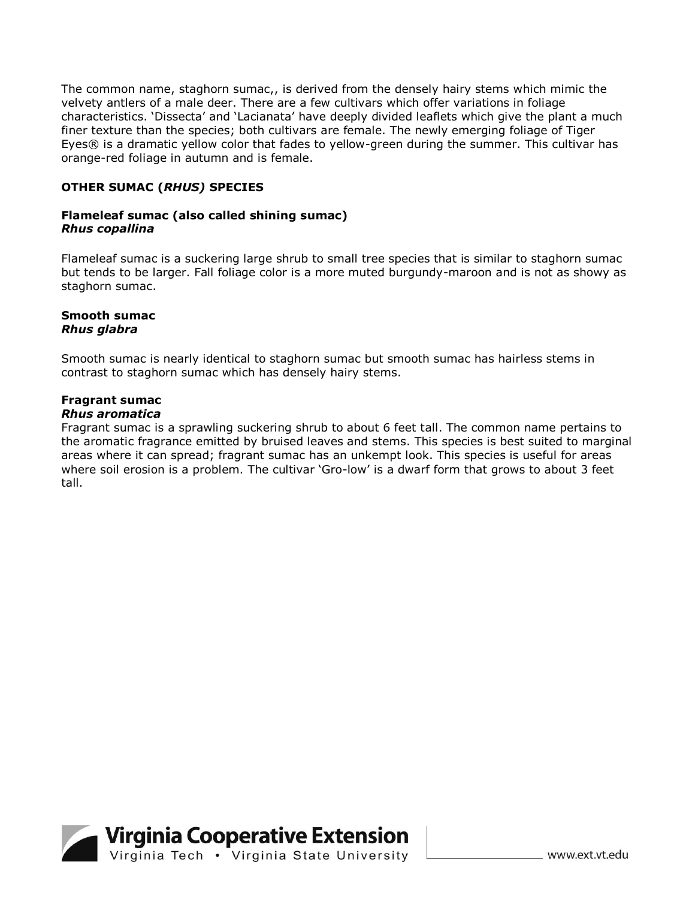The common name, staghorn sumac,, is derived from the densely hairy stems which mimic the velvety antlers of a male deer. There are a few cultivars which offer variations in foliage characteristics. 'Dissecta' and 'Lacianata' have deeply divided leaflets which give the plant a much finer texture than the species; both cultivars are female. The newly emerging foliage of Tiger Eyes® is a dramatic yellow color that fades to yellow-green during the summer. This cultivar has orange-red foliage in autumn and is female.

## OTHER SUMAC (*RHUS)* SPECIES

### Flameleaf sumac (also called shining sumac)
***Rhus copallina***

Flameleaf sumac is a suckering large shrub to small tree species that is similar to staghorn sumac but tends to be larger. Fall foliage color is a more muted burgundy-maroon and is not as showy as staghorn sumac.

### Smooth sumac
***Rhus glabra***

Smooth sumac is nearly identical to staghorn sumac but smooth sumac has hairless stems in contrast to staghorn sumac which has densely hairy stems.

### Fragrant sumac
***Rhus aromatica***

Fragrant sumac is a sprawling suckering shrub to about 6 feet tall. The common name pertains to the aromatic fragrance emitted by bruised leaves and stems. This species is best suited to marginal areas where it can spread; fragrant sumac has an unkempt look. This species is useful for areas where soil erosion is a problem. The cultivar 'Gro-low' is a dwarf form that grows to about 3 feet tall.